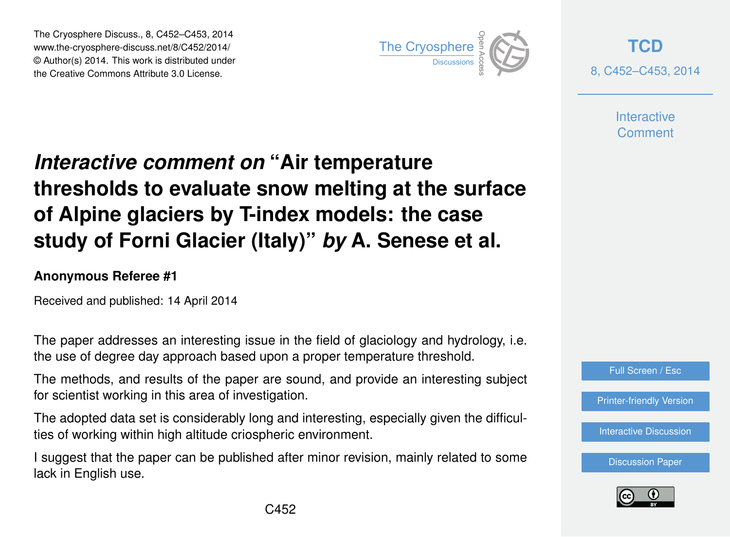# *Interactive comment on* "Air temperature thresholds to evaluate snow melting at the surface of Alpine glaciers by T-index models: the case study of Forni Glacier (Italy)" *by* A. Senese et al.

**Anonymous Referee #1**

Received and published: 14 April 2014

The paper addresses an interesting issue in the field of glaciology and hydrology, i.e. the use of degree day approach based upon a proper temperature threshold.

The methods, and results of the paper are sound, and provide an interesting subject for scientist working in this area of investigation.

The adopted data set is considerably long and interesting, especially given the difficulties of working within high altitude criospheric environment.

I suggest that the paper can be published after minor revision, mainly related to some lack in English use.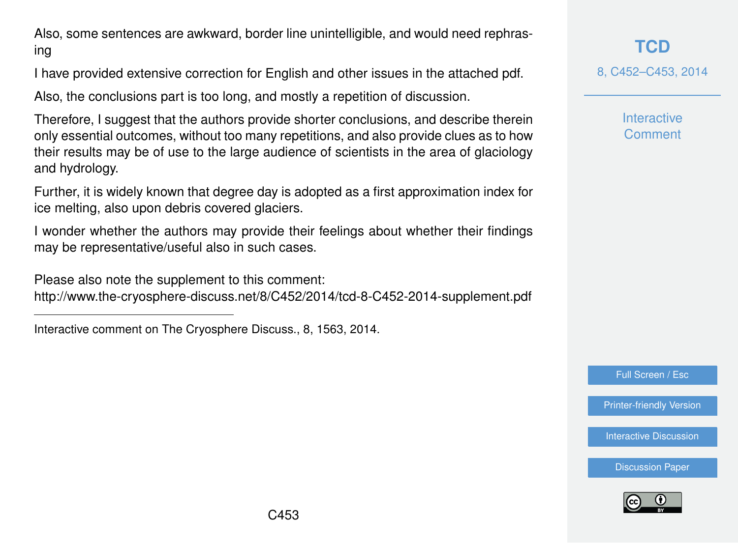Also, some sentences are awkward, border line unintelligible, and would need rephrasing

I have provided extensive correction for English and other issues in the attached pdf.

Also, the conclusions part is too long, and mostly a repetition of discussion.

Therefore, I suggest that the authors provide shorter conclusions, and describe therein only essential outcomes, without too many repetitions, and also provide clues as to how their results may be of use to the large audience of scientists in the area of glaciology and hydrology.

Further, it is widely known that degree day is adopted as a first approximation index for ice melting, also upon debris covered glaciers.

I wonder whether the authors may provide their feelings about whether their findings may be representative/useful also in such cases.

Please also note the supplement to this comment:
http://www.the-cryosphere-discuss.net/8/C452/2014/tcd-8-C452-2014-supplement.pdf

---

Interactive comment on The Cryosphere Discuss., 8, 1563, 2014.